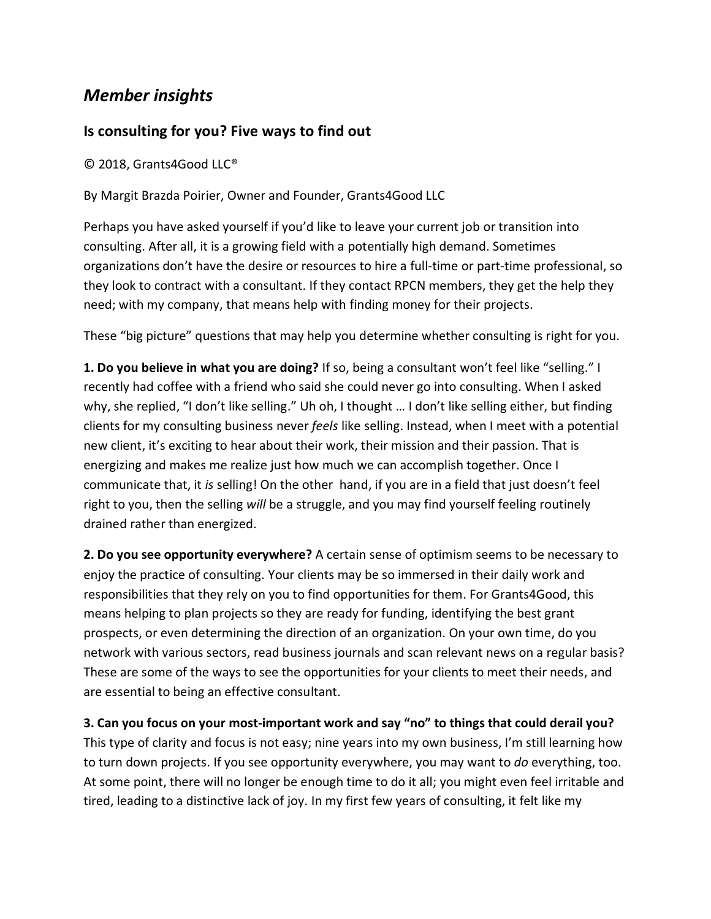# *Member insights*

## Is consulting for you? Five ways to find out

© 2018, Grants4Good LLC®

By Margit Brazda Poirier, Owner and Founder, Grants4Good LLC

Perhaps you have asked yourself if you'd like to leave your current job or transition into consulting. After all, it is a growing field with a potentially high demand. Sometimes organizations don't have the desire or resources to hire a full-time or part-time professional, so they look to contract with a consultant. If they contact RPCN members, they get the help they need; with my company, that means help with finding money for their projects.

These "big picture" questions that may help you determine whether consulting is right for you.

**1. Do you believe in what you are doing?** If so, being a consultant won't feel like "selling." I recently had coffee with a friend who said she could never go into consulting. When I asked why, she replied, "I don't like selling." Uh oh, I thought … I don't like selling either, but finding clients for my consulting business never *feels* like selling. Instead, when I meet with a potential new client, it's exciting to hear about their work, their mission and their passion. That is energizing and makes me realize just how much we can accomplish together. Once I communicate that, it *is* selling! On the other hand, if you are in a field that just doesn't feel right to you, then the selling *will* be a struggle, and you may find yourself feeling routinely drained rather than energized.

**2. Do you see opportunity everywhere?** A certain sense of optimism seems to be necessary to enjoy the practice of consulting. Your clients may be so immersed in their daily work and responsibilities that they rely on you to find opportunities for them. For Grants4Good, this means helping to plan projects so they are ready for funding, identifying the best grant prospects, or even determining the direction of an organization. On your own time, do you network with various sectors, read business journals and scan relevant news on a regular basis? These are some of the ways to see the opportunities for your clients to meet their needs, and are essential to being an effective consultant.

**3. Can you focus on your most-important work and say "no" to things that could derail you?** This type of clarity and focus is not easy; nine years into my own business, I'm still learning how to turn down projects. If you see opportunity everywhere, you may want to *do* everything, too. At some point, there will no longer be enough time to do it all; you might even feel irritable and tired, leading to a distinctive lack of joy. In my first few years of consulting, it felt like my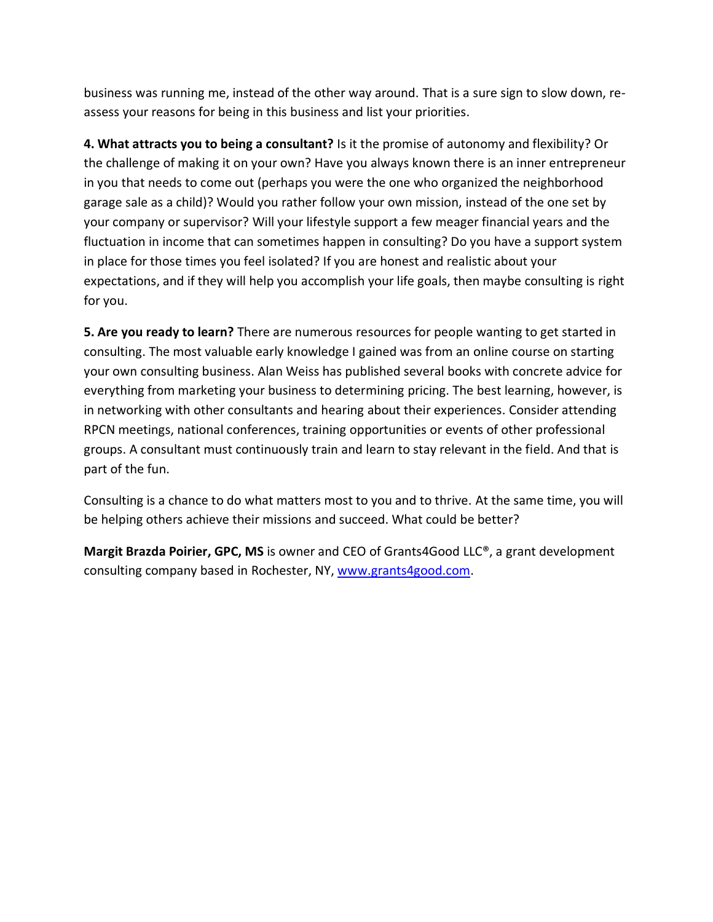business was running me, instead of the other way around. That is a sure sign to slow down, re-assess your reasons for being in this business and list your priorities.

**4. What attracts you to being a consultant?** Is it the promise of autonomy and flexibility? Or the challenge of making it on your own? Have you always known there is an inner entrepreneur in you that needs to come out (perhaps you were the one who organized the neighborhood garage sale as a child)? Would you rather follow your own mission, instead of the one set by your company or supervisor? Will your lifestyle support a few meager financial years and the fluctuation in income that can sometimes happen in consulting? Do you have a support system in place for those times you feel isolated? If you are honest and realistic about your expectations, and if they will help you accomplish your life goals, then maybe consulting is right for you.

**5. Are you ready to learn?** There are numerous resources for people wanting to get started in consulting. The most valuable early knowledge I gained was from an online course on starting your own consulting business. Alan Weiss has published several books with concrete advice for everything from marketing your business to determining pricing. The best learning, however, is in networking with other consultants and hearing about their experiences. Consider attending RPCN meetings, national conferences, training opportunities or events of other professional groups. A consultant must continuously train and learn to stay relevant in the field. And that is part of the fun.

Consulting is a chance to do what matters most to you and to thrive. At the same time, you will be helping others achieve their missions and succeed. What could be better?

**Margit Brazda Poirier, GPC, MS** is owner and CEO of Grants4Good LLC®, a grant development consulting company based in Rochester, NY, [www.grants4good.com](http://www.grants4good.com).